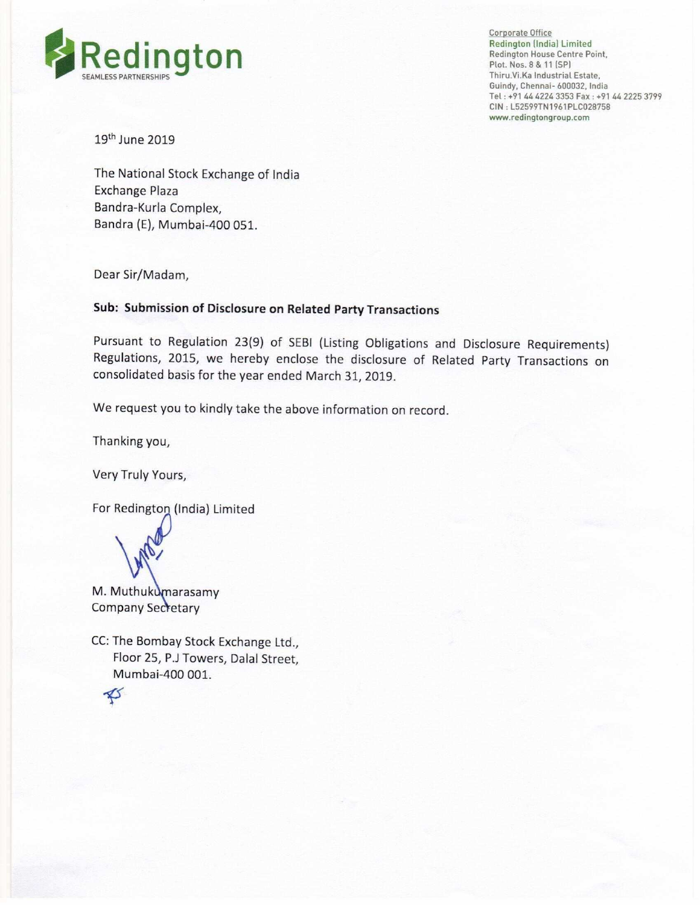Redington
SEAMLESS PARTNERSHIPS

Corporate Office
Redington (India) Limited
Redington House Centre Point,
Plot. Nos. 8 & 11 (SP)
Thiru.Vi.Ka Industrial Estate,
Guindy, Chennai- 600032, India
Tel : +91 44 4224 3353 Fax : +91 44 2225 3799
CIN : L52599TN1961PLC028758
www.redingtongroup.com

19th June 2019

The National Stock Exchange of India
Exchange Plaza
Bandra-Kurla Complex,
Bandra (E), Mumbai-400 051.

Dear Sir/Madam,

**Sub: Submission of Disclosure on Related Party Transactions**

Pursuant to Regulation 23(9) of SEBI (Listing Obligations and Disclosure Requirements) Regulations, 2015, we hereby enclose the disclosure of Related Party Transactions on consolidated basis for the year ended March 31, 2019.

We request you to kindly take the above information on record.

Thanking you,

Very Truly Yours,

For Redington (India) Limited

M. Muthukumarasamy
Company Secretary

CC: The Bombay Stock Exchange Ltd.,
Floor 25, P.J Towers, Dalal Street,
Mumbai-400 001.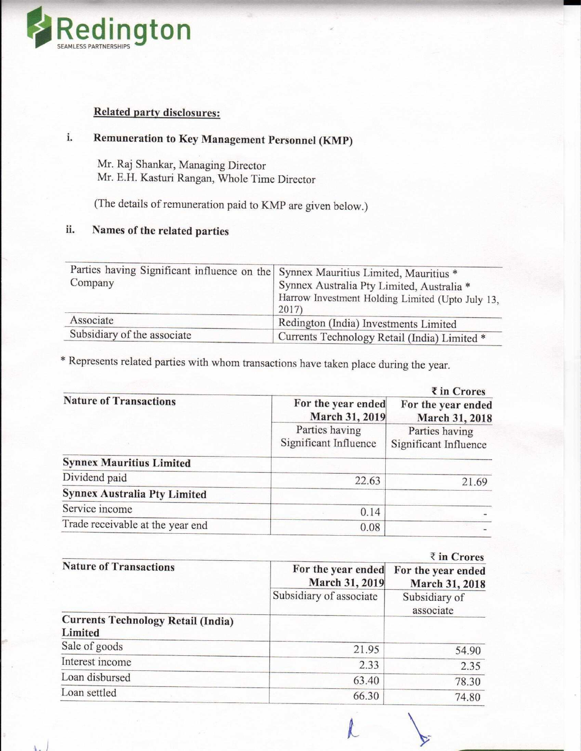## Related party disclosures:

### i. Remuneration to Key Management Personnel (KMP)

Mr. Raj Shankar, Managing Director
Mr. E.H. Kasturi Rangan, Whole Time Director

(The details of remuneration paid to KMP are given below.)

### ii. Names of the related parties

| | |
|---|---|
| Parties having Significant influence on the Company | Synnex Mauritius Limited, Mauritius *<br>Synnex Australia Pty Limited, Australia *<br>Harrow Investment Holding Limited (Upto July 13, 2017) |
| Associate | Redington (India) Investments Limited |
| Subsidiary of the associate | Currents Technology Retail (India) Limited * |

* Represents related parties with whom transactions have taken place during the year.

₹ in Crores

| Nature of Transactions | For the year ended March 31, 2019 | For the year ended March 31, 2018 |
|---|---|---|
| | Parties having Significant Influence | Parties having Significant Influence |
| **Synnex Mauritius Limited** | | |
| Dividend paid | 22.63 | 21.69 |
| **Synnex Australia Pty Limited** | | |
| Service income | 0.14 | - |
| Trade receivable at the year end | 0.08 | - |

₹ in Crores

| Nature of Transactions | For the year ended March 31, 2019 | For the year ended March 31, 2018 |
|---|---|---|
| | Subsidiary of associate | Subsidiary of associate |
| **Currents Technology Retail (India) Limited** | | |
| Sale of goods | 21.95 | 54.90 |
| Interest income | 2.33 | 2.35 |
| Loan disbursed | 63.40 | 78.30 |
| Loan settled | 66.30 | 74.80 |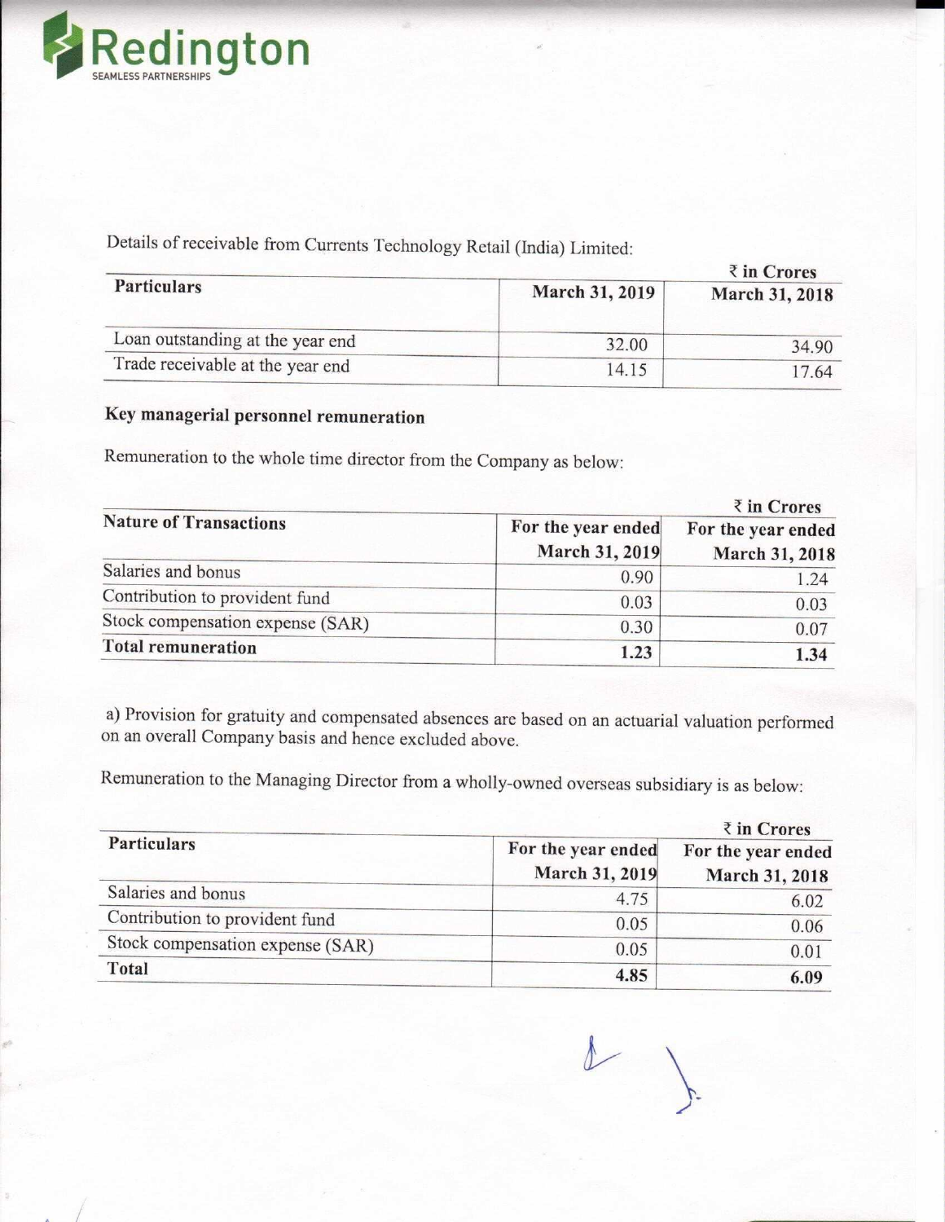Details of receivable from Currents Technology Retail (India) Limited:

₹ in Crores

| Particulars | March 31, 2019 | March 31, 2018 |
|---|---|---|
| Loan outstanding at the year end | 32.00 | 34.90 |
| Trade receivable at the year end | 14.15 | 17.64 |

**Key managerial personnel remuneration**

Remuneration to the whole time director from the Company as below:

₹ in Crores

| Nature of Transactions | For the year ended March 31, 2019 | For the year ended March 31, 2018 |
|---|---|---|
| Salaries and bonus | 0.90 | 1.24 |
| Contribution to provident fund | 0.03 | 0.03 |
| Stock compensation expense (SAR) | 0.30 | 0.07 |
| **Total remuneration** | **1.23** | **1.34** |

a) Provision for gratuity and compensated absences are based on an actuarial valuation performed on an overall Company basis and hence excluded above.

Remuneration to the Managing Director from a wholly-owned overseas subsidiary is as below:

₹ in Crores

| Particulars | For the year ended March 31, 2019 | For the year ended March 31, 2018 |
|---|---|---|
| Salaries and bonus | 4.75 | 6.02 |
| Contribution to provident fund | 0.05 | 0.06 |
| Stock compensation expense (SAR) | 0.05 | 0.01 |
| **Total** | **4.85** | **6.09** |